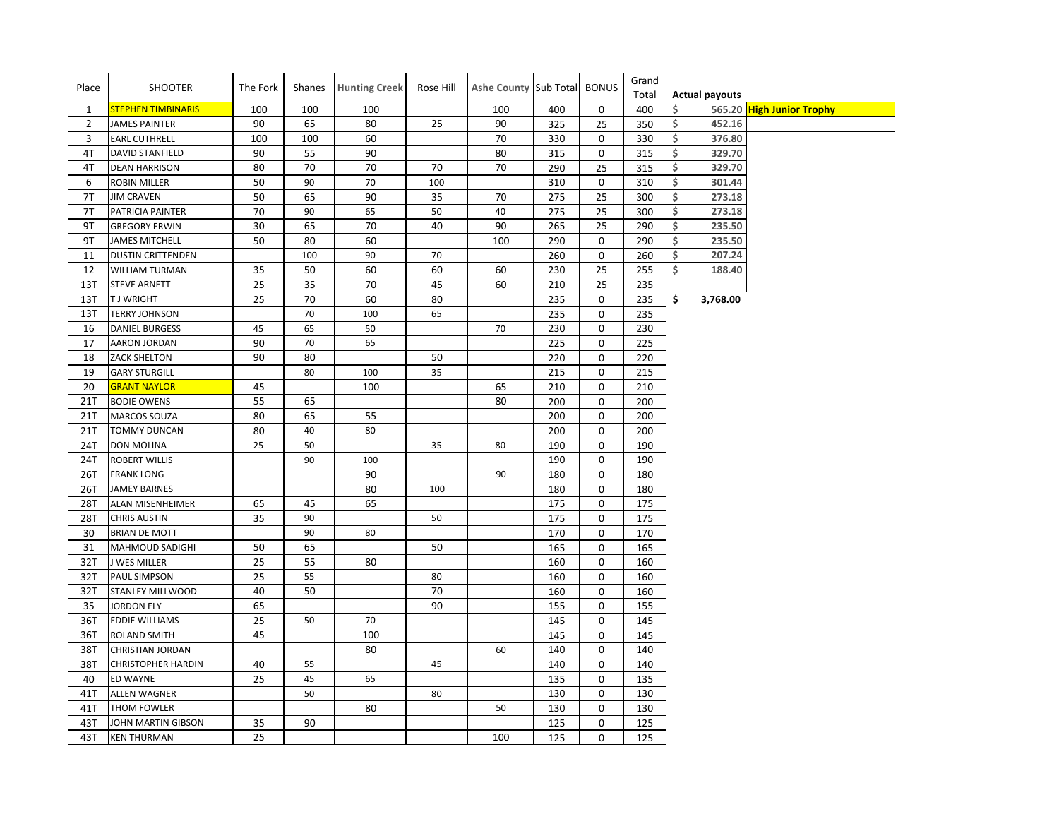| Place | SHOOTER | The Fork | Shanes | Hunting Creek | Rose Hill | Ashe County | Sub Total | BONUS | Grand Total | Actual payouts | |
|---|---|---|---|---|---|---|---|---|---|---|---|
| 1 | STEPHEN TIMBINARIS | 100 | 100 | 100 | | 100 | 400 | 0 | 400 | $ 565.20 | High Junior Trophy |
| 2 | JAMES PAINTER | 90 | 65 | 80 | 25 | 90 | 325 | 25 | 350 | $ 452.16 | |
| 3 | EARL CUTHRELL | 100 | 100 | 60 | | 70 | 330 | 0 | 330 | $ 376.80 | |
| 4T | DAVID STANFIELD | 90 | 55 | 90 | | 80 | 315 | 0 | 315 | $ 329.70 | |
| 4T | DEAN HARRISON | 80 | 70 | 70 | 70 | 70 | 290 | 25 | 315 | $ 329.70 | |
| 6 | ROBIN MILLER | 50 | 90 | 70 | 100 | | 310 | 0 | 310 | $ 301.44 | |
| 7T | JIM CRAVEN | 50 | 65 | 90 | 35 | 70 | 275 | 25 | 300 | $ 273.18 | |
| 7T | PATRICIA PAINTER | 70 | 90 | 65 | 50 | 40 | 275 | 25 | 300 | $ 273.18 | |
| 9T | GREGORY ERWIN | 30 | 65 | 70 | 40 | 90 | 265 | 25 | 290 | $ 235.50 | |
| 9T | JAMES MITCHELL | 50 | 80 | 60 | | 100 | 290 | 0 | 290 | $ 235.50 | |
| 11 | DUSTIN CRITTENDEN | | 100 | 90 | 70 | | 260 | 0 | 260 | $ 207.24 | |
| 12 | WILLIAM TURMAN | 35 | 50 | 60 | 60 | 60 | 230 | 25 | 255 | $ 188.40 | |
| 13T | STEVE ARNETT | 25 | 35 | 70 | 45 | 60 | 210 | 25 | 235 | | |
| 13T | T J WRIGHT | 25 | 70 | 60 | 80 | | 235 | 0 | 235 | $ 3,768.00 | |
| 13T | TERRY JOHNSON | | 70 | 100 | 65 | | 235 | 0 | 235 | | |
| 16 | DANIEL BURGESS | 45 | 65 | 50 | | 70 | 230 | 0 | 230 | | |
| 17 | AARON JORDAN | 90 | 70 | 65 | | | 225 | 0 | 225 | | |
| 18 | ZACK SHELTON | 90 | 80 | | 50 | | 220 | 0 | 220 | | |
| 19 | GARY STURGILL | | 80 | 100 | 35 | | 215 | 0 | 215 | | |
| 20 | GRANT NAYLOR | 45 | | 100 | | 65 | 210 | 0 | 210 | | |
| 21T | BODIE OWENS | 55 | 65 | | | 80 | 200 | 0 | 200 | | |
| 21T | MARCOS SOUZA | 80 | 65 | 55 | | | 200 | 0 | 200 | | |
| 21T | TOMMY DUNCAN | 80 | 40 | 80 | | | 200 | 0 | 200 | | |
| 24T | DON MOLINA | 25 | 50 | | 35 | 80 | 190 | 0 | 190 | | |
| 24T | ROBERT WILLIS | | 90 | 100 | | | 190 | 0 | 190 | | |
| 26T | FRANK LONG | | | 90 | | 90 | 180 | 0 | 180 | | |
| 26T | JAMEY BARNES | | | 80 | 100 | | 180 | 0 | 180 | | |
| 28T | ALAN MISENHEIMER | 65 | 45 | 65 | | | 175 | 0 | 175 | | |
| 28T | CHRIS AUSTIN | 35 | 90 | | 50 | | 175 | 0 | 175 | | |
| 30 | BRIAN DE MOTT | | 90 | 80 | | | 170 | 0 | 170 | | |
| 31 | MAHMOUD SADIGHI | 50 | 65 | | 50 | | 165 | 0 | 165 | | |
| 32T | J WES MILLER | 25 | 55 | 80 | | | 160 | 0 | 160 | | |
| 32T | PAUL SIMPSON | 25 | 55 | | 80 | | 160 | 0 | 160 | | |
| 32T | STANLEY MILLWOOD | 40 | 50 | | 70 | | 160 | 0 | 160 | | |
| 35 | JORDON ELY | 65 | | | 90 | | 155 | 0 | 155 | | |
| 36T | EDDIE WILLIAMS | 25 | 50 | 70 | | | 145 | 0 | 145 | | |
| 36T | ROLAND SMITH | 45 | | 100 | | | 145 | 0 | 145 | | |
| 38T | CHRISTIAN JORDAN | | | 80 | | 60 | 140 | 0 | 140 | | |
| 38T | CHRISTOPHER HARDIN | 40 | 55 | | 45 | | 140 | 0 | 140 | | |
| 40 | ED WAYNE | 25 | 45 | 65 | | | 135 | 0 | 135 | | |
| 41T | ALLEN WAGNER | | 50 | | 80 | | 130 | 0 | 130 | | |
| 41T | THOM FOWLER | | | 80 | | 50 | 130 | 0 | 130 | | |
| 43T | JOHN MARTIN GIBSON | 35 | 90 | | | | 125 | 0 | 125 | | |
| 43T | KEN THURMAN | 25 | | | | 100 | 125 | 0 | 125 | | |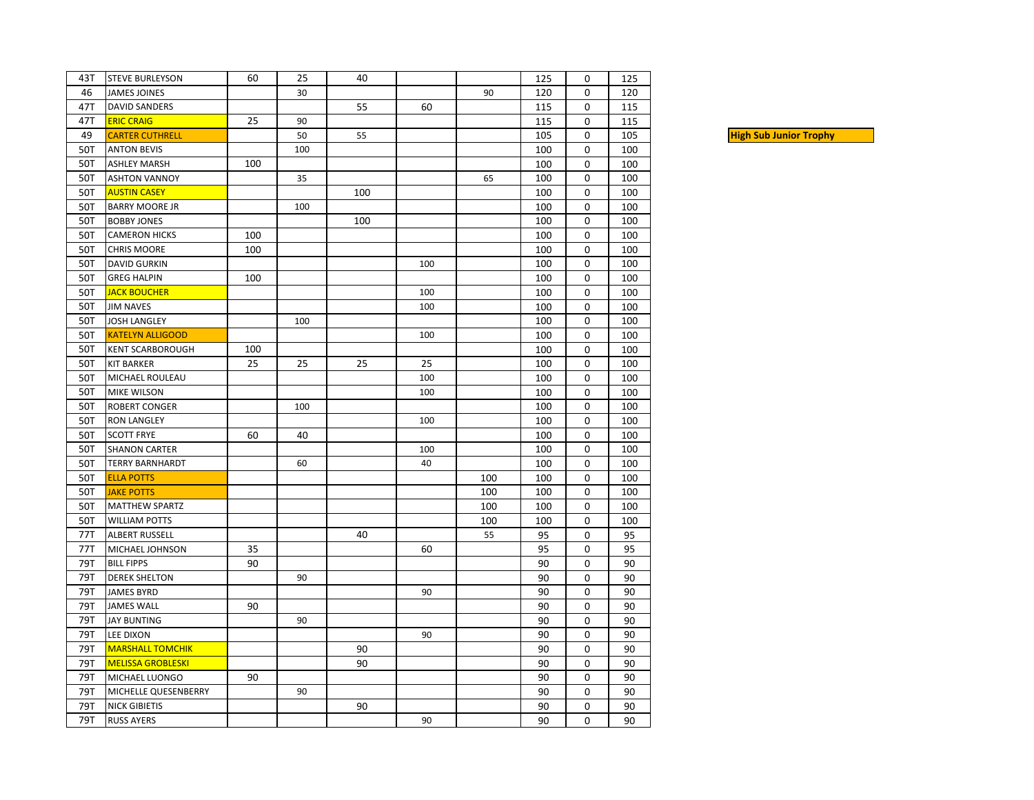| | | | | | | | | | |
|---|---|---|---|---|---|---|---|---|---|
| 43T | STEVE BURLEYSON | 60 | 25 | 40 | | | 125 | 0 | 125 |
| 46 | JAMES JOINES | | 30 | | | 90 | 120 | 0 | 120 |
| 47T | DAVID SANDERS | | | 55 | 60 | | 115 | 0 | 115 |
| 47T | ERIC CRAIG | 25 | 90 | | | | 115 | 0 | 115 |
| 49 | CARTER CUTHRELL | | 50 | 55 | | | 105 | 0 | 105 |
| 50T | ANTON BEVIS | | 100 | | | | 100 | 0 | 100 |
| 50T | ASHLEY MARSH | 100 | | | | | 100 | 0 | 100 |
| 50T | ASHTON VANNOY | | 35 | | | 65 | 100 | 0 | 100 |
| 50T | AUSTIN CASEY | | | 100 | | | 100 | 0 | 100 |
| 50T | BARRY MOORE JR | | 100 | | | | 100 | 0 | 100 |
| 50T | BOBBY JONES | | | 100 | | | 100 | 0 | 100 |
| 50T | CAMERON HICKS | 100 | | | | | 100 | 0 | 100 |
| 50T | CHRIS MOORE | 100 | | | | | 100 | 0 | 100 |
| 50T | DAVID GURKIN | | | | 100 | | 100 | 0 | 100 |
| 50T | GREG HALPIN | 100 | | | | | 100 | 0 | 100 |
| 50T | JACK BOUCHER | | | | 100 | | 100 | 0 | 100 |
| 50T | JIM NAVES | | | | 100 | | 100 | 0 | 100 |
| 50T | JOSH LANGLEY | | 100 | | | | 100 | 0 | 100 |
| 50T | KATELYN ALLIGOOD | | | | 100 | | 100 | 0 | 100 |
| 50T | KENT SCARBOROUGH | 100 | | | | | 100 | 0 | 100 |
| 50T | KIT BARKER | 25 | 25 | 25 | 25 | | 100 | 0 | 100 |
| 50T | MICHAEL ROULEAU | | | | 100 | | 100 | 0 | 100 |
| 50T | MIKE WILSON | | | | 100 | | 100 | 0 | 100 |
| 50T | ROBERT CONGER | | 100 | | | | 100 | 0 | 100 |
| 50T | RON LANGLEY | | | | 100 | | 100 | 0 | 100 |
| 50T | SCOTT FRYE | 60 | 40 | | | | 100 | 0 | 100 |
| 50T | SHANON CARTER | | | | 100 | | 100 | 0 | 100 |
| 50T | TERRY BARNHARDT | | 60 | | 40 | | 100 | 0 | 100 |
| 50T | ELLA POTTS | | | | | 100 | 100 | 0 | 100 |
| 50T | JAKE POTTS | | | | | 100 | 100 | 0 | 100 |
| 50T | MATTHEW SPARTZ | | | | | 100 | 100 | 0 | 100 |
| 50T | WILLIAM POTTS | | | | | 100 | 100 | 0 | 100 |
| 77T | ALBERT RUSSELL | | | 40 | | 55 | 95 | 0 | 95 |
| 77T | MICHAEL JOHNSON | 35 | | | 60 | | 95 | 0 | 95 |
| 79T | BILL FIPPS | 90 | | | | | 90 | 0 | 90 |
| 79T | DEREK SHELTON | | 90 | | | | 90 | 0 | 90 |
| 79T | JAMES BYRD | | | | 90 | | 90 | 0 | 90 |
| 79T | JAMES WALL | 90 | | | | | 90 | 0 | 90 |
| 79T | JAY BUNTING | | 90 | | | | 90 | 0 | 90 |
| 79T | LEE DIXON | | | | 90 | | 90 | 0 | 90 |
| 79T | MARSHALL TOMCHIK | | | 90 | | | 90 | 0 | 90 |
| 79T | MELISSA GROBLESKI | | | 90 | | | 90 | 0 | 90 |
| 79T | MICHAEL LUONGO | 90 | | | | | 90 | 0 | 90 |
| 79T | MICHELLE QUESENBERRY | | 90 | | | | 90 | 0 | 90 |
| 79T | NICK GIBIETIS | | | 90 | | | 90 | 0 | 90 |
| 79T | RUSS AYERS | | | | 90 | | 90 | 0 | 90 |

**High Sub Junior Trophy**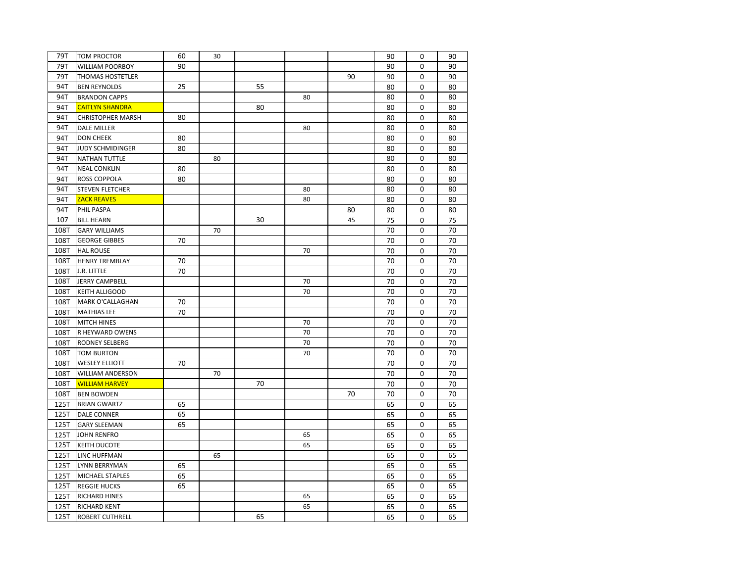| | | | | | | | | | |
|---|---|---|---|---|---|---|---|---|---|
| 79T | TOM PROCTOR | 60 | 30 | | | | 90 | 0 | 90 |
| 79T | WILLIAM POORBOY | 90 | | | | | 90 | 0 | 90 |
| 79T | THOMAS HOSTETLER | | | | | 90 | 90 | 0 | 90 |
| 94T | BEN REYNOLDS | 25 | | 55 | | | 80 | 0 | 80 |
| 94T | BRANDON CAPPS | | | | 80 | | 80 | 0 | 80 |
| 94T | CAITLYN SHANDRA | | | 80 | | | 80 | 0 | 80 |
| 94T | CHRISTOPHER MARSH | 80 | | | | | 80 | 0 | 80 |
| 94T | DALE MILLER | | | | 80 | | 80 | 0 | 80 |
| 94T | DON CHEEK | 80 | | | | | 80 | 0 | 80 |
| 94T | JUDY SCHMIDINGER | 80 | | | | | 80 | 0 | 80 |
| 94T | NATHAN TUTTLE | | 80 | | | | 80 | 0 | 80 |
| 94T | NEAL CONKLIN | 80 | | | | | 80 | 0 | 80 |
| 94T | ROSS COPPOLA | 80 | | | | | 80 | 0 | 80 |
| 94T | STEVEN FLETCHER | | | | 80 | | 80 | 0 | 80 |
| 94T | ZACK REAVES | | | | 80 | | 80 | 0 | 80 |
| 94T | PHIL PASPA | | | | | 80 | 80 | 0 | 80 |
| 107 | BILL HEARN | | | 30 | | 45 | 75 | 0 | 75 |
| 108T | GARY WILLIAMS | | 70 | | | | 70 | 0 | 70 |
| 108T | GEORGE GIBBES | 70 | | | | | 70 | 0 | 70 |
| 108T | HAL ROUSE | | | | 70 | | 70 | 0 | 70 |
| 108T | HENRY TREMBLAY | 70 | | | | | 70 | 0 | 70 |
| 108T | J.R. LITTLE | 70 | | | | | 70 | 0 | 70 |
| 108T | JERRY CAMPBELL | | | | 70 | | 70 | 0 | 70 |
| 108T | KEITH ALLIGOOD | | | | 70 | | 70 | 0 | 70 |
| 108T | MARK O'CALLAGHAN | 70 | | | | | 70 | 0 | 70 |
| 108T | MATHIAS LEE | 70 | | | | | 70 | 0 | 70 |
| 108T | MITCH HINES | | | | 70 | | 70 | 0 | 70 |
| 108T | R HEYWARD OWENS | | | | 70 | | 70 | 0 | 70 |
| 108T | RODNEY SELBERG | | | | 70 | | 70 | 0 | 70 |
| 108T | TOM BURTON | | | | 70 | | 70 | 0 | 70 |
| 108T | WESLEY ELLIOTT | 70 | | | | | 70 | 0 | 70 |
| 108T | WILLIAM ANDERSON | | 70 | | | | 70 | 0 | 70 |
| 108T | WILLIAM HARVEY | | | 70 | | | 70 | 0 | 70 |
| 108T | BEN BOWDEN | | | | | 70 | 70 | 0 | 70 |
| 125T | BRIAN GWARTZ | 65 | | | | | 65 | 0 | 65 |
| 125T | DALE CONNER | 65 | | | | | 65 | 0 | 65 |
| 125T | GARY SLEEMAN | 65 | | | | | 65 | 0 | 65 |
| 125T | JOHN RENFRO | | | | 65 | | 65 | 0 | 65 |
| 125T | KEITH DUCOTE | | | | 65 | | 65 | 0 | 65 |
| 125T | LINC HUFFMAN | | 65 | | | | 65 | 0 | 65 |
| 125T | LYNN BERRYMAN | 65 | | | | | 65 | 0 | 65 |
| 125T | MICHAEL STAPLES | 65 | | | | | 65 | 0 | 65 |
| 125T | REGGIE HUCKS | 65 | | | | | 65 | 0 | 65 |
| 125T | RICHARD HINES | | | | 65 | | 65 | 0 | 65 |
| 125T | RICHARD KENT | | | | 65 | | 65 | 0 | 65 |
| 125T | ROBERT CUTHRELL | | | 65 | | | 65 | 0 | 65 |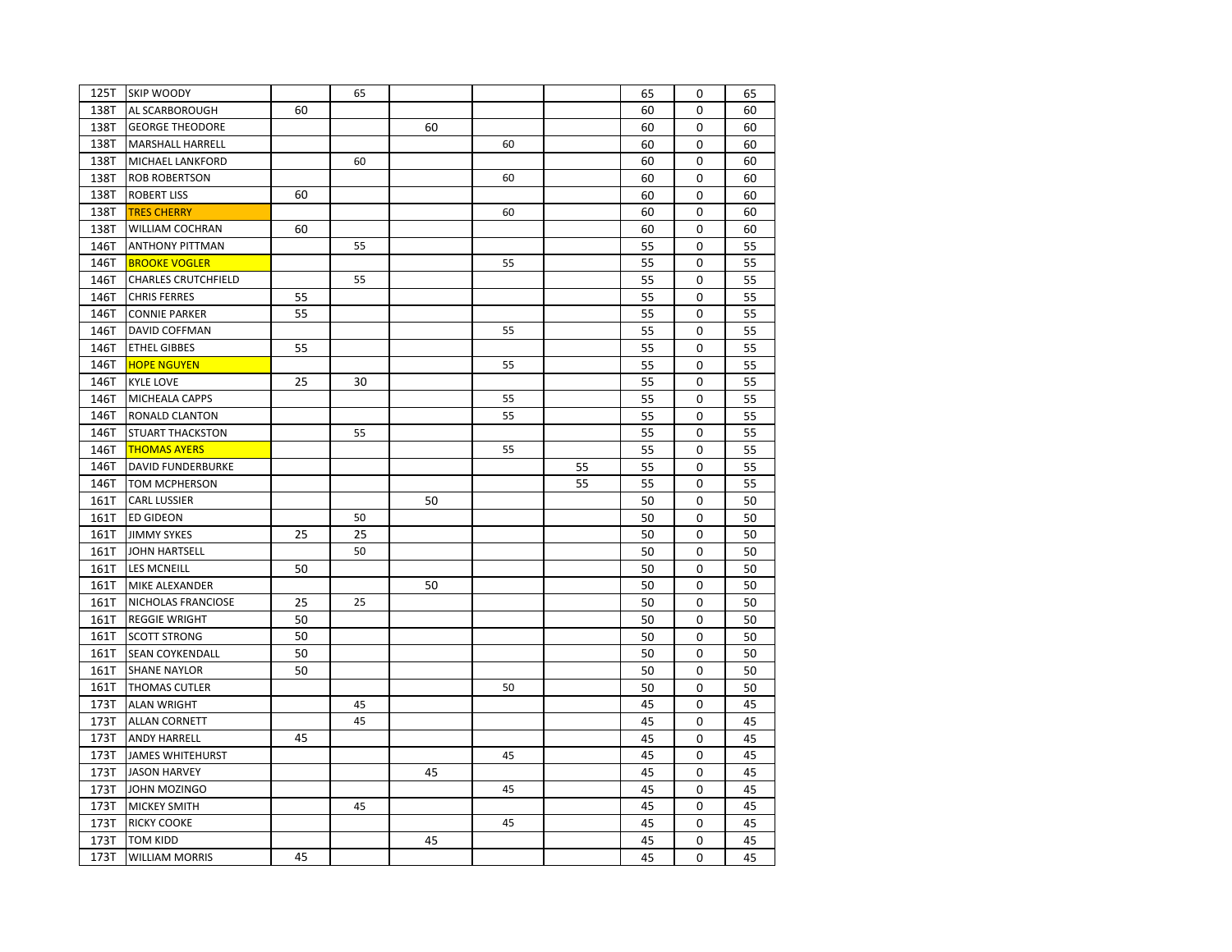| | | | | | | | | | |
|---|---|---|---|---|---|---|---|---|---|
| 125T | SKIP WOODY | | 65 | | | | 65 | 0 | 65 |
| 138T | AL SCARBOROUGH | 60 | | | | | 60 | 0 | 60 |
| 138T | GEORGE THEODORE | | | 60 | | | 60 | 0 | 60 |
| 138T | MARSHALL HARRELL | | | | 60 | | 60 | 0 | 60 |
| 138T | MICHAEL LANKFORD | | 60 | | | | 60 | 0 | 60 |
| 138T | ROB ROBERTSON | | | | 60 | | 60 | 0 | 60 |
| 138T | ROBERT LISS | 60 | | | | | 60 | 0 | 60 |
| 138T | TRES CHERRY | | | | 60 | | 60 | 0 | 60 |
| 138T | WILLIAM COCHRAN | 60 | | | | | 60 | 0 | 60 |
| 146T | ANTHONY PITTMAN | | 55 | | | | 55 | 0 | 55 |
| 146T | BROOKE VOGLER | | | | 55 | | 55 | 0 | 55 |
| 146T | CHARLES CRUTCHFIELD | | 55 | | | | 55 | 0 | 55 |
| 146T | CHRIS FERRES | 55 | | | | | 55 | 0 | 55 |
| 146T | CONNIE PARKER | 55 | | | | | 55 | 0 | 55 |
| 146T | DAVID COFFMAN | | | | 55 | | 55 | 0 | 55 |
| 146T | ETHEL GIBBES | 55 | | | | | 55 | 0 | 55 |
| 146T | HOPE NGUYEN | | | | 55 | | 55 | 0 | 55 |
| 146T | KYLE LOVE | 25 | 30 | | | | 55 | 0 | 55 |
| 146T | MICHEALA CAPPS | | | | 55 | | 55 | 0 | 55 |
| 146T | RONALD CLANTON | | | | 55 | | 55 | 0 | 55 |
| 146T | STUART THACKSTON | | 55 | | | | 55 | 0 | 55 |
| 146T | THOMAS AYERS | | | | 55 | | 55 | 0 | 55 |
| 146T | DAVID FUNDERBURKE | | | | | 55 | 55 | 0 | 55 |
| 146T | TOM MCPHERSON | | | | | 55 | 55 | 0 | 55 |
| 161T | CARL LUSSIER | | | 50 | | | 50 | 0 | 50 |
| 161T | ED GIDEON | | 50 | | | | 50 | 0 | 50 |
| 161T | JIMMY SYKES | 25 | 25 | | | | 50 | 0 | 50 |
| 161T | JOHN HARTSELL | | 50 | | | | 50 | 0 | 50 |
| 161T | LES MCNEILL | 50 | | | | | 50 | 0 | 50 |
| 161T | MIKE ALEXANDER | | | 50 | | | 50 | 0 | 50 |
| 161T | NICHOLAS FRANCIOSE | 25 | 25 | | | | 50 | 0 | 50 |
| 161T | REGGIE WRIGHT | 50 | | | | | 50 | 0 | 50 |
| 161T | SCOTT STRONG | 50 | | | | | 50 | 0 | 50 |
| 161T | SEAN COYKENDALL | 50 | | | | | 50 | 0 | 50 |
| 161T | SHANE NAYLOR | 50 | | | | | 50 | 0 | 50 |
| 161T | THOMAS CUTLER | | | | 50 | | 50 | 0 | 50 |
| 173T | ALAN WRIGHT | | 45 | | | | 45 | 0 | 45 |
| 173T | ALLAN CORNETT | | 45 | | | | 45 | 0 | 45 |
| 173T | ANDY HARRELL | 45 | | | | | 45 | 0 | 45 |
| 173T | JAMES WHITEHURST | | | | 45 | | 45 | 0 | 45 |
| 173T | JASON HARVEY | | | 45 | | | 45 | 0 | 45 |
| 173T | JOHN MOZINGO | | | | 45 | | 45 | 0 | 45 |
| 173T | MICKEY SMITH | | 45 | | | | 45 | 0 | 45 |
| 173T | RICKY COOKE | | | | 45 | | 45 | 0 | 45 |
| 173T | TOM KIDD | | | 45 | | | 45 | 0 | 45 |
| 173T | WILLIAM MORRIS | 45 | | | | | 45 | 0 | 45 |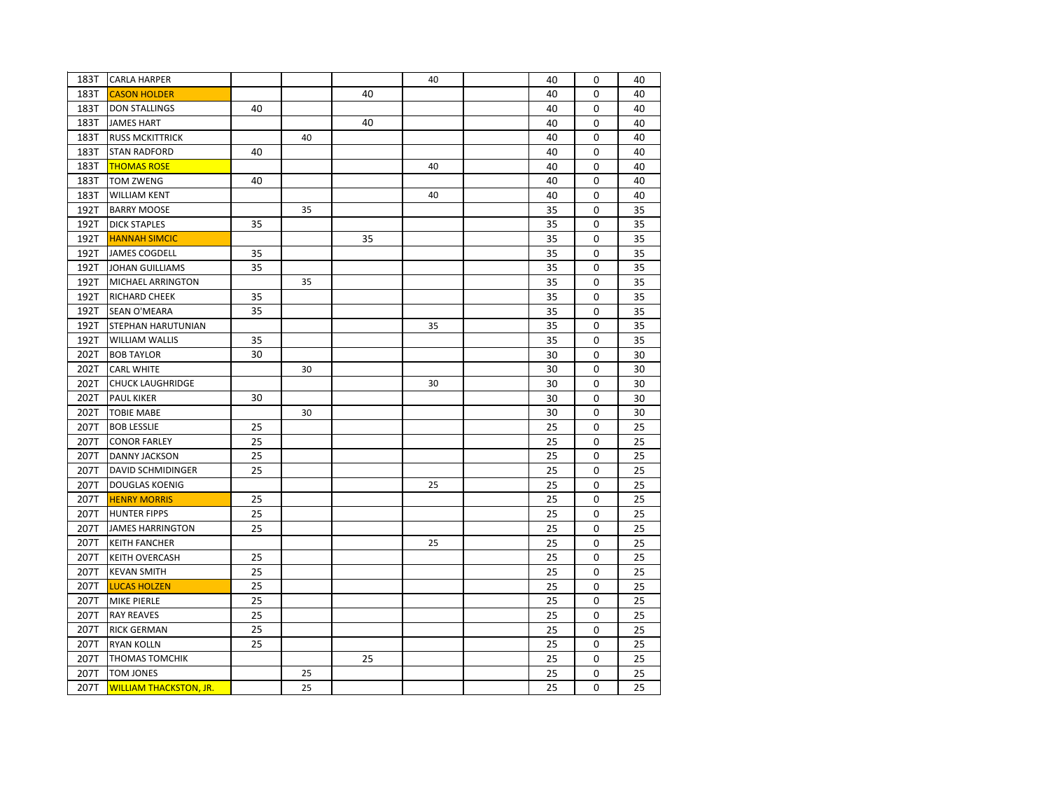| | | | | | | | | | |
|---|---|---|---|---|---|---|---|---|---|
| 183T | CARLA HARPER | | | | 40 | | 40 | 0 | 40 |
| 183T | CASON HOLDER | | | 40 | | | 40 | 0 | 40 |
| 183T | DON STALLINGS | 40 | | | | | 40 | 0 | 40 |
| 183T | JAMES HART | | | 40 | | | 40 | 0 | 40 |
| 183T | RUSS MCKITTRICK | | 40 | | | | 40 | 0 | 40 |
| 183T | STAN RADFORD | 40 | | | | | 40 | 0 | 40 |
| 183T | THOMAS ROSE | | | | 40 | | 40 | 0 | 40 |
| 183T | TOM ZWENG | 40 | | | | | 40 | 0 | 40 |
| 183T | WILLIAM KENT | | | | 40 | | 40 | 0 | 40 |
| 192T | BARRY MOOSE | | 35 | | | | 35 | 0 | 35 |
| 192T | DICK STAPLES | 35 | | | | | 35 | 0 | 35 |
| 192T | HANNAH SIMCIC | | | 35 | | | 35 | 0 | 35 |
| 192T | JAMES COGDELL | 35 | | | | | 35 | 0 | 35 |
| 192T | JOHAN GUILLIAMS | 35 | | | | | 35 | 0 | 35 |
| 192T | MICHAEL ARRINGTON | | 35 | | | | 35 | 0 | 35 |
| 192T | RICHARD CHEEK | 35 | | | | | 35 | 0 | 35 |
| 192T | SEAN O'MEARA | 35 | | | | | 35 | 0 | 35 |
| 192T | STEPHAN HARUTUNIAN | | | | 35 | | 35 | 0 | 35 |
| 192T | WILLIAM WALLIS | 35 | | | | | 35 | 0 | 35 |
| 202T | BOB TAYLOR | 30 | | | | | 30 | 0 | 30 |
| 202T | CARL WHITE | | 30 | | | | 30 | 0 | 30 |
| 202T | CHUCK LAUGHRIDGE | | | | 30 | | 30 | 0 | 30 |
| 202T | PAUL KIKER | 30 | | | | | 30 | 0 | 30 |
| 202T | TOBIE MABE | | 30 | | | | 30 | 0 | 30 |
| 207T | BOB LESSLIE | 25 | | | | | 25 | 0 | 25 |
| 207T | CONOR FARLEY | 25 | | | | | 25 | 0 | 25 |
| 207T | DANNY JACKSON | 25 | | | | | 25 | 0 | 25 |
| 207T | DAVID SCHMIDINGER | 25 | | | | | 25 | 0 | 25 |
| 207T | DOUGLAS KOENIG | | | | 25 | | 25 | 0 | 25 |
| 207T | HENRY MORRIS | 25 | | | | | 25 | 0 | 25 |
| 207T | HUNTER FIPPS | 25 | | | | | 25 | 0 | 25 |
| 207T | JAMES HARRINGTON | 25 | | | | | 25 | 0 | 25 |
| 207T | KEITH FANCHER | | | | 25 | | 25 | 0 | 25 |
| 207T | KEITH OVERCASH | 25 | | | | | 25 | 0 | 25 |
| 207T | KEVAN SMITH | 25 | | | | | 25 | 0 | 25 |
| 207T | LUCAS HOLZEN | 25 | | | | | 25 | 0 | 25 |
| 207T | MIKE PIERLE | 25 | | | | | 25 | 0 | 25 |
| 207T | RAY REAVES | 25 | | | | | 25 | 0 | 25 |
| 207T | RICK GERMAN | 25 | | | | | 25 | 0 | 25 |
| 207T | RYAN KOLLN | 25 | | | | | 25 | 0 | 25 |
| 207T | THOMAS TOMCHIK | | | 25 | | | 25 | 0 | 25 |
| 207T | TOM JONES | | 25 | | | | 25 | 0 | 25 |
| 207T | WILLIAM THACKSTON, JR. | | 25 | | | | 25 | 0 | 25 |